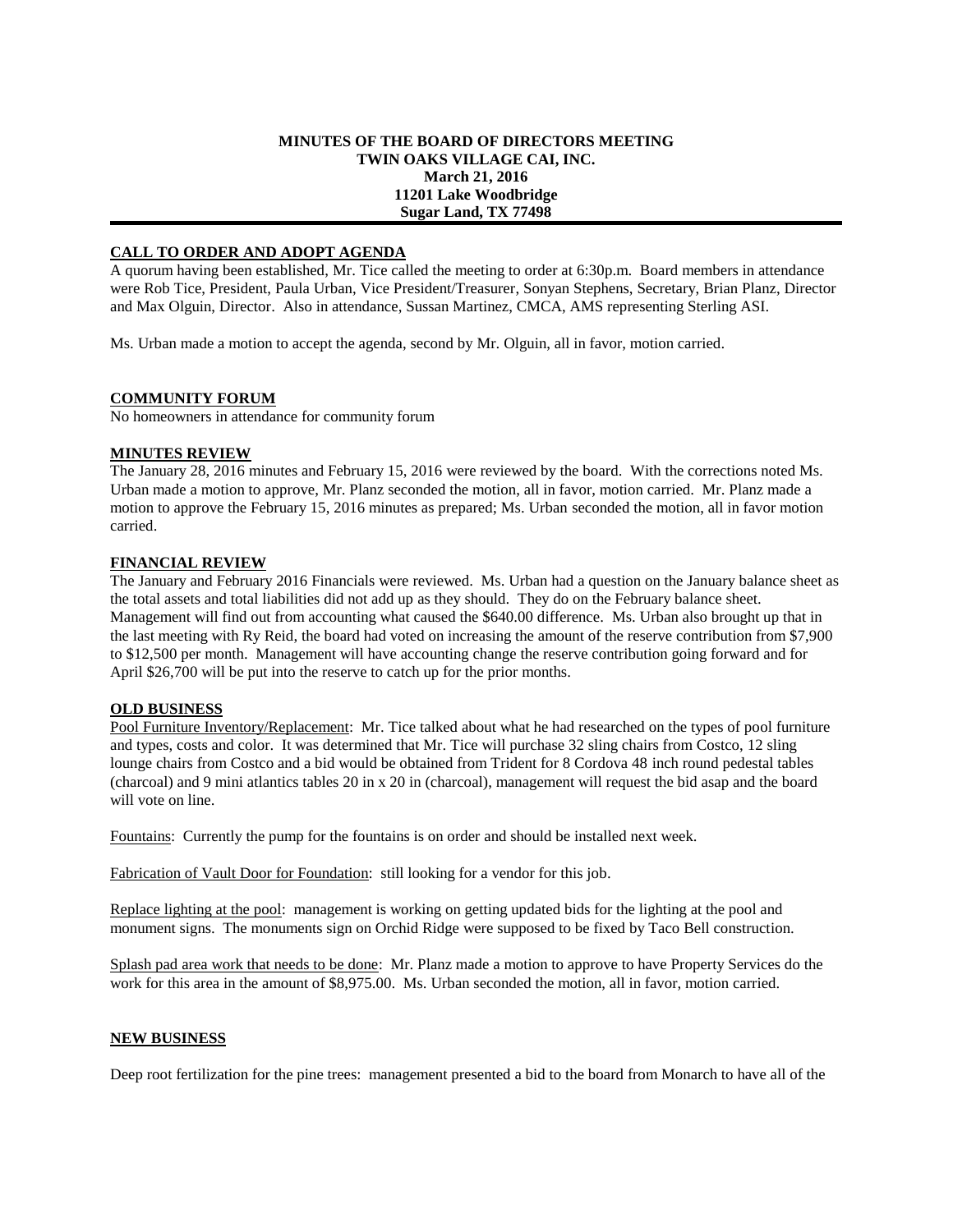**MINUTES OF THE BOARD OF DIRECTORS MEETING**
**TWIN OAKS VILLAGE CAI, INC.**
**March 21, 2016**
**11201 Lake Woodbridge**
**Sugar Land, TX 77498**

---

**CALL TO ORDER AND ADOPT AGENDA**

A quorum having been established, Mr. Tice called the meeting to order at 6:30p.m. Board members in attendance were Rob Tice, President, Paula Urban, Vice President/Treasurer, Sonyan Stephens, Secretary, Brian Planz, Director and Max Olguin, Director. Also in attendance, Sussan Martinez, CMCA, AMS representing Sterling ASI.

Ms. Urban made a motion to accept the agenda, second by Mr. Olguin, all in favor, motion carried.

**COMMUNITY FORUM**

No homeowners in attendance for community forum

**MINUTES REVIEW**

The January 28, 2016 minutes and February 15, 2016 were reviewed by the board. With the corrections noted Ms. Urban made a motion to approve, Mr. Planz seconded the motion, all in favor, motion carried. Mr. Planz made a motion to approve the February 15, 2016 minutes as prepared; Ms. Urban seconded the motion, all in favor motion carried.

**FINANCIAL REVIEW**

The January and February 2016 Financials were reviewed. Ms. Urban had a question on the January balance sheet as the total assets and total liabilities did not add up as they should. They do on the February balance sheet. Management will find out from accounting what caused the $640.00 difference. Ms. Urban also brought up that in the last meeting with Ry Reid, the board had voted on increasing the amount of the reserve contribution from $7,900 to $12,500 per month. Management will have accounting change the reserve contribution going forward and for April $26,700 will be put into the reserve to catch up for the prior months.

**OLD BUSINESS**

Pool Furniture Inventory/Replacement: Mr. Tice talked about what he had researched on the types of pool furniture and types, costs and color. It was determined that Mr. Tice will purchase 32 sling chairs from Costco, 12 sling lounge chairs from Costco and a bid would be obtained from Trident for 8 Cordova 48 inch round pedestal tables (charcoal) and 9 mini atlantics tables 20 in x 20 in (charcoal), management will request the bid asap and the board will vote on line.

Fountains: Currently the pump for the fountains is on order and should be installed next week.

Fabrication of Vault Door for Foundation: still looking for a vendor for this job.

Replace lighting at the pool: management is working on getting updated bids for the lighting at the pool and monument signs. The monuments sign on Orchid Ridge were supposed to be fixed by Taco Bell construction.

Splash pad area work that needs to be done: Mr. Planz made a motion to approve to have Property Services do the work for this area in the amount of $8,975.00. Ms. Urban seconded the motion, all in favor, motion carried.

**NEW BUSINESS**

Deep root fertilization for the pine trees: management presented a bid to the board from Monarch to have all of the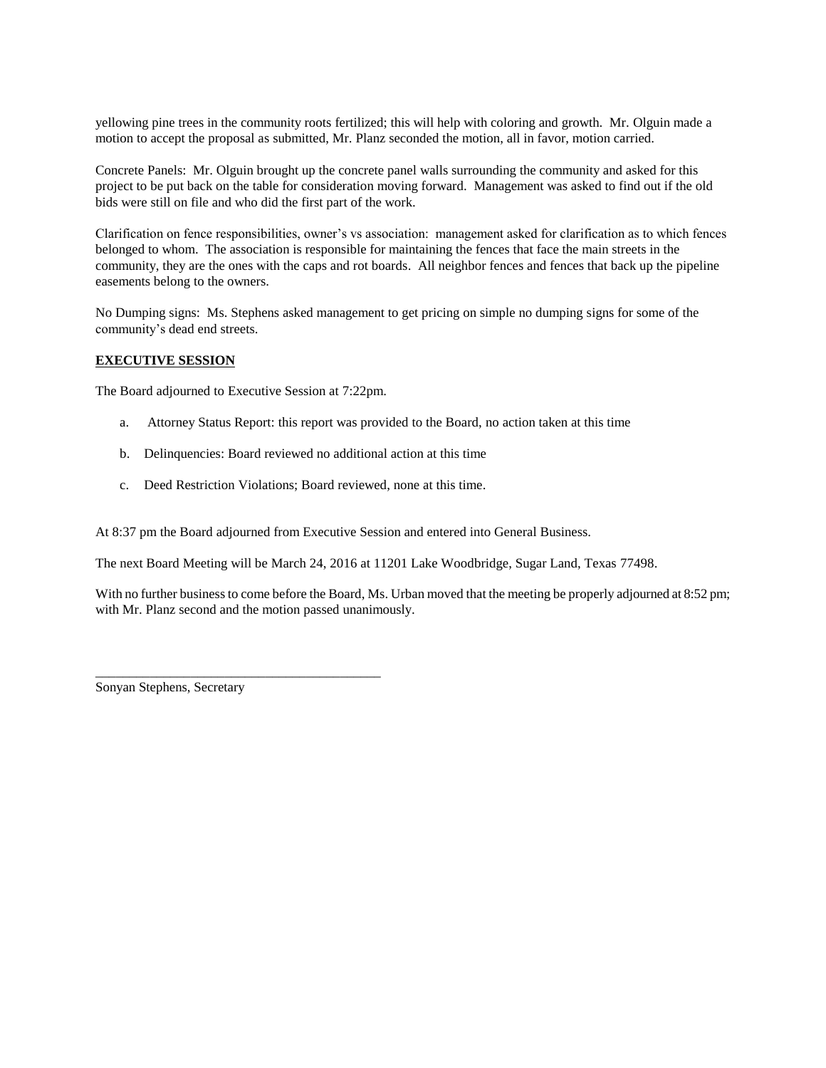yellowing pine trees in the community roots fertilized; this will help with coloring and growth. Mr. Olguin made a motion to accept the proposal as submitted, Mr. Planz seconded the motion, all in favor, motion carried.

Concrete Panels: Mr. Olguin brought up the concrete panel walls surrounding the community and asked for this project to be put back on the table for consideration moving forward. Management was asked to find out if the old bids were still on file and who did the first part of the work.

Clarification on fence responsibilities, owner's vs association: management asked for clarification as to which fences belonged to whom. The association is responsible for maintaining the fences that face the main streets in the community, they are the ones with the caps and rot boards. All neighbor fences and fences that back up the pipeline easements belong to the owners.

No Dumping signs: Ms. Stephens asked management to get pricing on simple no dumping signs for some of the community's dead end streets.

**EXECUTIVE SESSION**

The Board adjourned to Executive Session at 7:22pm.

a. Attorney Status Report: this report was provided to the Board, no action taken at this time

b. Delinquencies: Board reviewed no additional action at this time

c. Deed Restriction Violations; Board reviewed, none at this time.

At 8:37 pm the Board adjourned from Executive Session and entered into General Business.

The next Board Meeting will be March 24, 2016 at 11201 Lake Woodbridge, Sugar Land, Texas 77498.

With no further business to come before the Board, Ms. Urban moved that the meeting be properly adjourned at 8:52 pm; with Mr. Planz second and the motion passed unanimously.

\_\_\_\_\_\_\_\_\_\_\_\_\_\_\_\_\_\_\_\_\_\_\_\_\_\_\_\_\_\_\_\_\_\_\_\_\_\_\_\_\_\_\_

Sonyan Stephens, Secretary